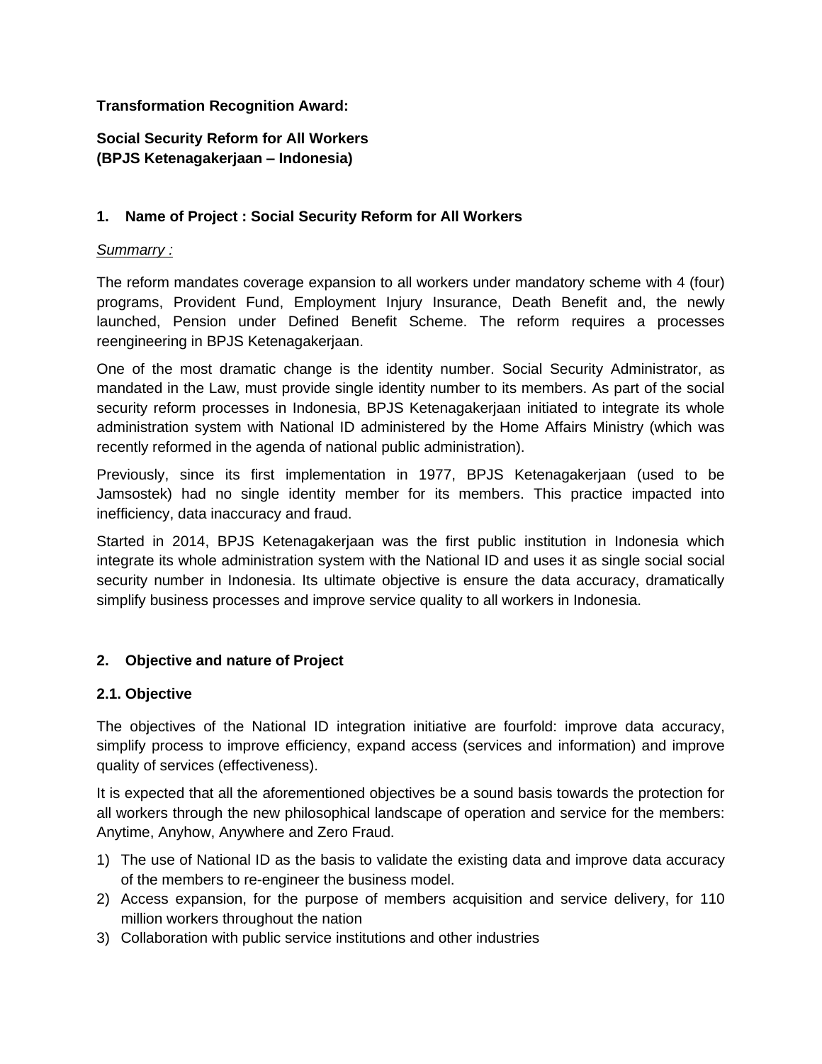**Transformation Recognition Award:**

**Social Security Reform for All Workers**
**(BPJS Ketenagakerjaan – Indonesia)**

## 1. Name of Project : Social Security Reform for All Workers

*Summarry :*

The reform mandates coverage expansion to all workers under mandatory scheme with 4 (four) programs, Provident Fund, Employment Injury Insurance, Death Benefit and, the newly launched, Pension under Defined Benefit Scheme. The reform requires a processes reengineering in BPJS Ketenagakerjaan.

One of the most dramatic change is the identity number. Social Security Administrator, as mandated in the Law, must provide single identity number to its members. As part of the social security reform processes in Indonesia, BPJS Ketenagakerjaan initiated to integrate its whole administration system with National ID administered by the Home Affairs Ministry (which was recently reformed in the agenda of national public administration).

Previously, since its first implementation in 1977, BPJS Ketenagakerjaan (used to be Jamsostek) had no single identity member for its members. This practice impacted into inefficiency, data inaccuracy and fraud.

Started in 2014, BPJS Ketenagakerjaan was the first public institution in Indonesia which integrate its whole administration system with the National ID and uses it as single social social security number in Indonesia. Its ultimate objective is ensure the data accuracy, dramatically simplify business processes and improve service quality to all workers in Indonesia.

## 2. Objective and nature of Project

### 2.1. Objective

The objectives of the National ID integration initiative are fourfold: improve data accuracy, simplify process to improve efficiency, expand access (services and information) and improve quality of services (effectiveness).

It is expected that all the aforementioned objectives be a sound basis towards the protection for all workers through the new philosophical landscape of operation and service for the members: Anytime, Anyhow, Anywhere and Zero Fraud.

1) The use of National ID as the basis to validate the existing data and improve data accuracy of the members to re-engineer the business model.
2) Access expansion, for the purpose of members acquisition and service delivery, for 110 million workers throughout the nation
3) Collaboration with public service institutions and other industries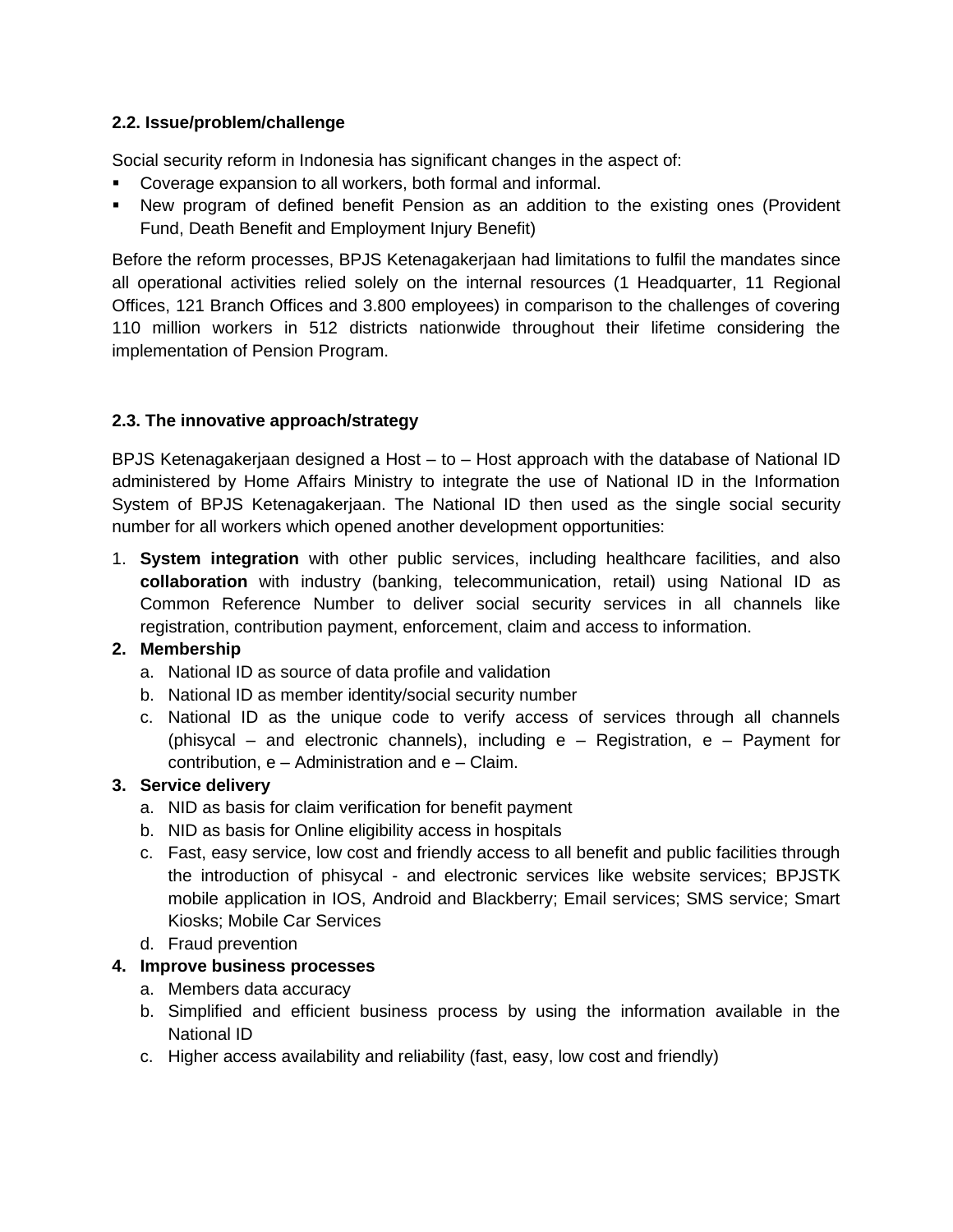### 2.2. Issue/problem/challenge

Social security reform in Indonesia has significant changes in the aspect of:

- Coverage expansion to all workers, both formal and informal.
- New program of defined benefit Pension as an addition to the existing ones (Provident Fund, Death Benefit and Employment Injury Benefit)

Before the reform processes, BPJS Ketenagakerjaan had limitations to fulfil the mandates since all operational activities relied solely on the internal resources (1 Headquarter, 11 Regional Offices, 121 Branch Offices and 3.800 employees) in comparison to the challenges of covering 110 million workers in 512 districts nationwide throughout their lifetime considering the implementation of Pension Program.

### 2.3. The innovative approach/strategy

BPJS Ketenagakerjaan designed a Host – to – Host approach with the database of National ID administered by Home Affairs Ministry to integrate the use of National ID in the Information System of BPJS Ketenagakerjaan. The National ID then used as the single social security number for all workers which opened another development opportunities:

1. **System integration** with other public services, including healthcare facilities, and also **collaboration** with industry (banking, telecommunication, retail) using National ID as Common Reference Number to deliver social security services in all channels like registration, contribution payment, enforcement, claim and access to information.
2. **Membership**
   a. National ID as source of data profile and validation
   b. National ID as member identity/social security number
   c. National ID as the unique code to verify access of services through all channels (phisycal – and electronic channels), including e – Registration, e – Payment for contribution, e – Administration and e – Claim.
3. **Service delivery**
   a. NID as basis for claim verification for benefit payment
   b. NID as basis for Online eligibility access in hospitals
   c. Fast, easy service, low cost and friendly access to all benefit and public facilities through the introduction of phisycal - and electronic services like website services; BPJSTK mobile application in IOS, Android and Blackberry; Email services; SMS service; Smart Kiosks; Mobile Car Services
   d. Fraud prevention
4. **Improve business processes**
   a. Members data accuracy
   b. Simplified and efficient business process by using the information available in the National ID
   c. Higher access availability and reliability (fast, easy, low cost and friendly)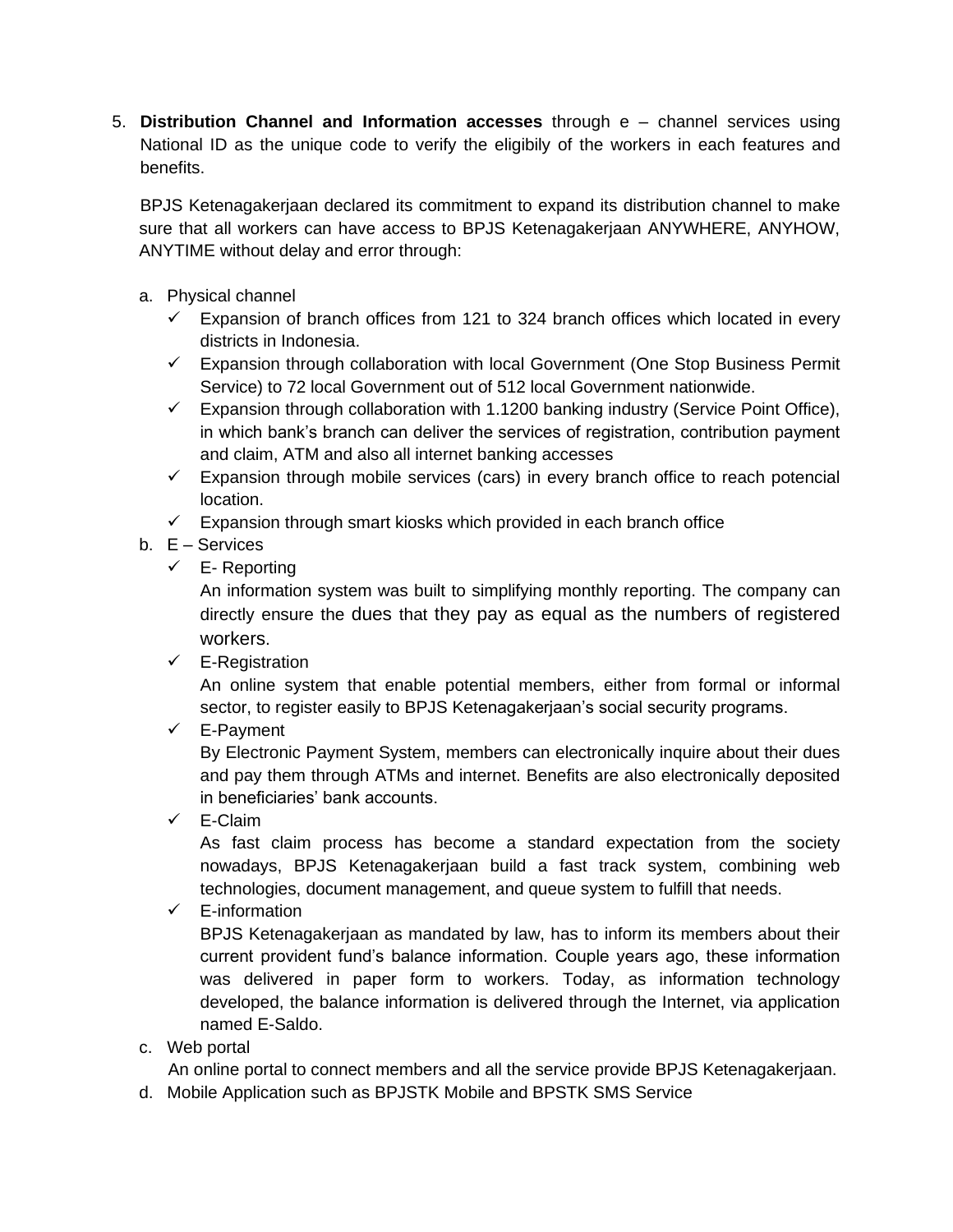5. **Distribution Channel and Information accesses** through e – channel services using National ID as the unique code to verify the eligibily of the workers in each features and benefits.

   BPJS Ketenagakerjaan declared its commitment to expand its distribution channel to make sure that all workers can have access to BPJS Ketenagakerjaan ANYWHERE, ANYHOW, ANYTIME without delay and error through:

   a. Physical channel
      - ✓ Expansion of branch offices from 121 to 324 branch offices which located in every districts in Indonesia.
      - ✓ Expansion through collaboration with local Government (One Stop Business Permit Service) to 72 local Government out of 512 local Government nationwide.
      - ✓ Expansion through collaboration with 1.1200 banking industry (Service Point Office), in which bank's branch can deliver the services of registration, contribution payment and claim, ATM and also all internet banking accesses
      - ✓ Expansion through mobile services (cars) in every branch office to reach potencial location.
      - ✓ Expansion through smart kiosks which provided in each branch office

   b. E – Services
      - ✓ E- Reporting

        An information system was built to simplifying monthly reporting. The company can directly ensure the dues that they pay as equal as the numbers of registered workers.
      - ✓ E-Registration

        An online system that enable potential members, either from formal or informal sector, to register easily to BPJS Ketenagakerjaan's social security programs.
      - ✓ E-Payment

        By Electronic Payment System, members can electronically inquire about their dues and pay them through ATMs and internet. Benefits are also electronically deposited in beneficiaries' bank accounts.
      - ✓ E-Claim

        As fast claim process has become a standard expectation from the society nowadays, BPJS Ketenagakerjaan build a fast track system, combining web technologies, document management, and queue system to fulfill that needs.
      - ✓ E-information

        BPJS Ketenagakerjaan as mandated by law, has to inform its members about their current provident fund's balance information. Couple years ago, these information was delivered in paper form to workers. Today, as information technology developed, the balance information is delivered through the Internet, via application named E-Saldo.

   c. Web portal

      An online portal to connect members and all the service provide BPJS Ketenagakerjaan.

   d. Mobile Application such as BPJSTK Mobile and BPSTK SMS Service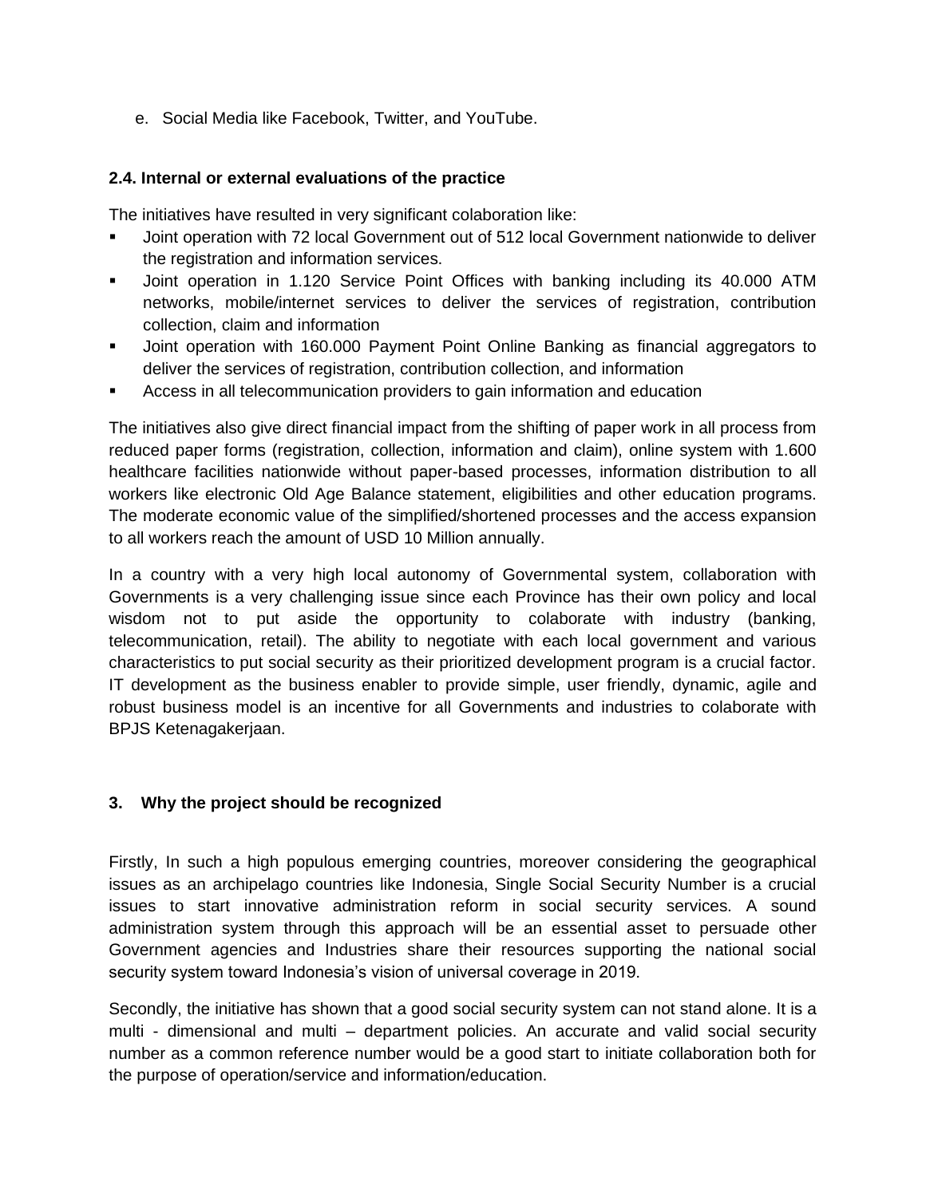e. Social Media like Facebook, Twitter, and YouTube.

### 2.4. Internal or external evaluations of the practice

The initiatives have resulted in very significant colaboration like:

- Joint operation with 72 local Government out of 512 local Government nationwide to deliver the registration and information services.
- Joint operation in 1.120 Service Point Offices with banking including its 40.000 ATM networks, mobile/internet services to deliver the services of registration, contribution collection, claim and information
- Joint operation with 160.000 Payment Point Online Banking as financial aggregators to deliver the services of registration, contribution collection, and information
- Access in all telecommunication providers to gain information and education

The initiatives also give direct financial impact from the shifting of paper work in all process from reduced paper forms (registration, collection, information and claim), online system with 1.600 healthcare facilities nationwide without paper-based processes, information distribution to all workers like electronic Old Age Balance statement, eligibilities and other education programs. The moderate economic value of the simplified/shortened processes and the access expansion to all workers reach the amount of USD 10 Million annually.

In a country with a very high local autonomy of Governmental system, collaboration with Governments is a very challenging issue since each Province has their own policy and local wisdom not to put aside the opportunity to colaborate with industry (banking, telecommunication, retail). The ability to negotiate with each local government and various characteristics to put social security as their prioritized development program is a crucial factor. IT development as the business enabler to provide simple, user friendly, dynamic, agile and robust business model is an incentive for all Governments and industries to colaborate with BPJS Ketenagakerjaan.

## 3. Why the project should be recognized

Firstly, In such a high populous emerging countries, moreover considering the geographical issues as an archipelago countries like Indonesia, Single Social Security Number is a crucial issues to start innovative administration reform in social security services. A sound administration system through this approach will be an essential asset to persuade other Government agencies and Industries share their resources supporting the national social security system toward Indonesia's vision of universal coverage in 2019.

Secondly, the initiative has shown that a good social security system can not stand alone. It is a multi - dimensional and multi – department policies. An accurate and valid social security number as a common reference number would be a good start to initiate collaboration both for the purpose of operation/service and information/education.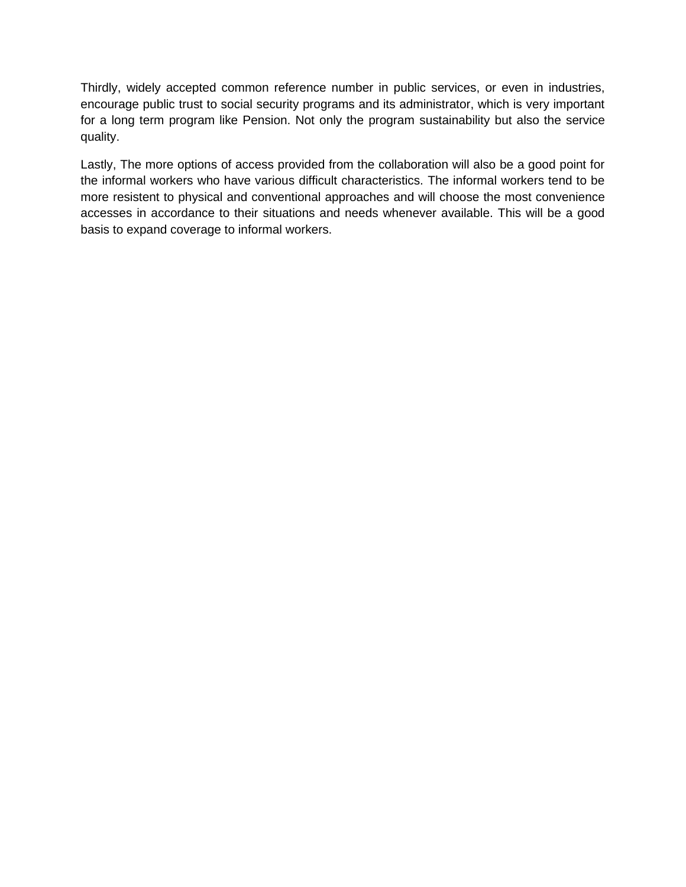Thirdly, widely accepted common reference number in public services, or even in industries, encourage public trust to social security programs and its administrator, which is very important for a long term program like Pension. Not only the program sustainability but also the service quality.

Lastly, The more options of access provided from the collaboration will also be a good point for the informal workers who have various difficult characteristics. The informal workers tend to be more resistent to physical and conventional approaches and will choose the most convenience accesses in accordance to their situations and needs whenever available. This will be a good basis to expand coverage to informal workers.